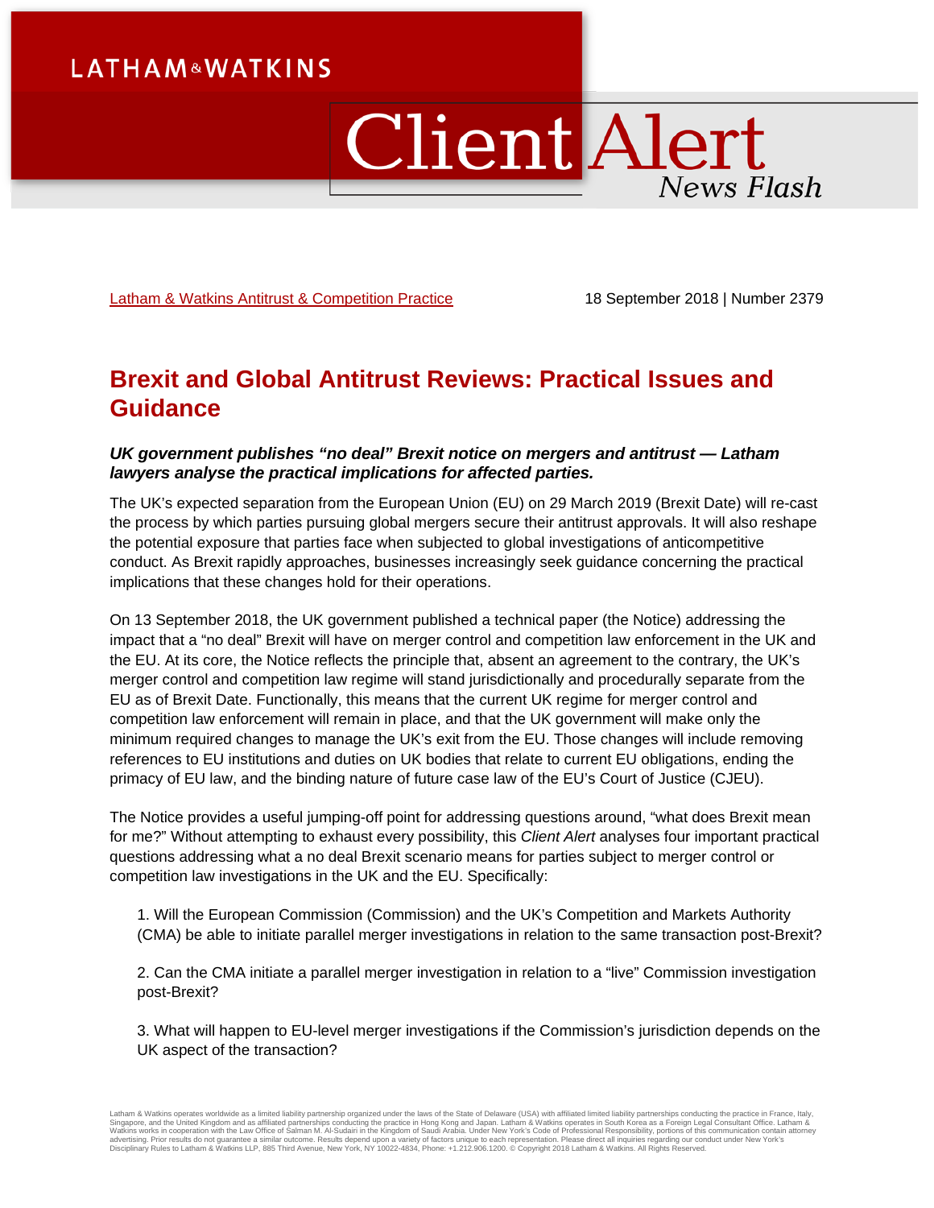LATHAM & WATKINS

# Client Alert
*News Flash*

Latham & Watkins Antitrust & Competition Practice

18 September 2018 | Number 2379

## Brexit and Global Antitrust Reviews: Practical Issues and Guidance

***UK government publishes "no deal" Brexit notice on mergers and antitrust — Latham lawyers analyse the practical implications for affected parties.***

The UK's expected separation from the European Union (EU) on 29 March 2019 (Brexit Date) will re-cast the process by which parties pursuing global mergers secure their antitrust approvals. It will also reshape the potential exposure that parties face when subjected to global investigations of anticompetitive conduct. As Brexit rapidly approaches, businesses increasingly seek guidance concerning the practical implications that these changes hold for their operations.

On 13 September 2018, the UK government published a technical paper (the Notice) addressing the impact that a "no deal" Brexit will have on merger control and competition law enforcement in the UK and the EU. At its core, the Notice reflects the principle that, absent an agreement to the contrary, the UK's merger control and competition law regime will stand jurisdictionally and procedurally separate from the EU as of Brexit Date. Functionally, this means that the current UK regime for merger control and competition law enforcement will remain in place, and that the UK government will make only the minimum required changes to manage the UK's exit from the EU. Those changes will include removing references to EU institutions and duties on UK bodies that relate to current EU obligations, ending the primacy of EU law, and the binding nature of future case law of the EU's Court of Justice (CJEU).

The Notice provides a useful jumping-off point for addressing questions around, "what does Brexit mean for me?" Without attempting to exhaust every possibility, this *Client Alert* analyses four important practical questions addressing what a no deal Brexit scenario means for parties subject to merger control or competition law investigations in the UK and the EU. Specifically:

1. Will the European Commission (Commission) and the UK's Competition and Markets Authority (CMA) be able to initiate parallel merger investigations in relation to the same transaction post-Brexit?

2. Can the CMA initiate a parallel merger investigation in relation to a "live" Commission investigation post-Brexit?

3. What will happen to EU-level merger investigations if the Commission's jurisdiction depends on the UK aspect of the transaction?

Latham & Watkins operates worldwide as a limited liability partnership organized under the laws of the State of Delaware (USA) with affiliated limited liability partnerships conducting the practice in France, Italy, Singapore, and the United Kingdom and as affiliated partnerships conducting the practice in Hong Kong and Japan. Latham & Watkins operates in South Korea as a Foreign Legal Consultant Office. Latham & Watkins works in cooperation with the Law Office of Salman M. Al-Sudairi in the Kingdom of Saudi Arabia. Under New York's Code of Professional Responsibility, portions of this communication contain attorney advertising. Prior results do not guarantee a similar outcome. Results depend upon a variety of factors unique to each representation. Please direct all inquiries regarding our conduct under New York's Disciplinary Rules to Latham & Watkins LLP, 885 Third Avenue, New York, NY 10022-4834, Phone: +1.212.906.1200. © Copyright 2018 Latham & Watkins. All Rights Reserved.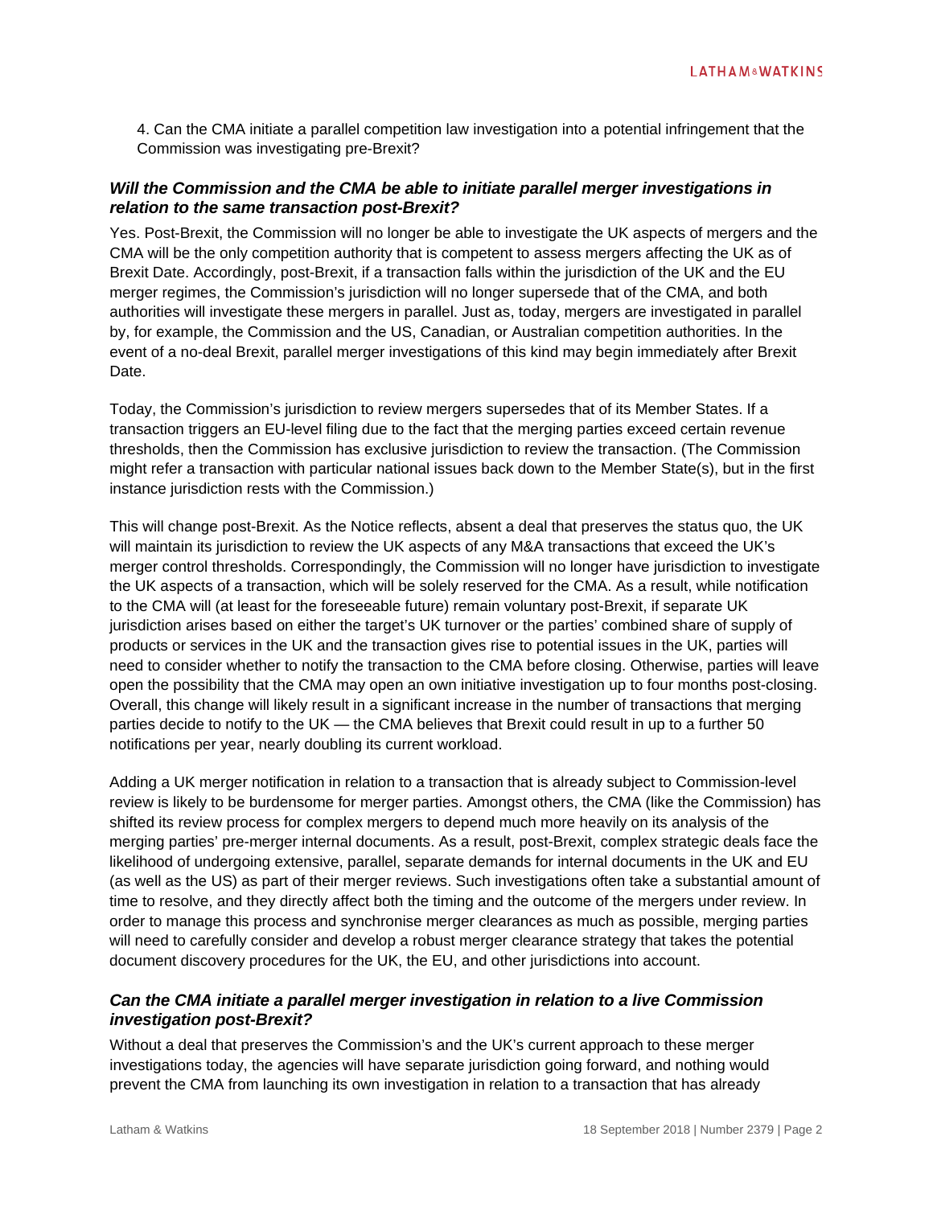4. Can the CMA initiate a parallel competition law investigation into a potential infringement that the Commission was investigating pre-Brexit?

### *Will the Commission and the CMA be able to initiate parallel merger investigations in relation to the same transaction post-Brexit?*

Yes. Post-Brexit, the Commission will no longer be able to investigate the UK aspects of mergers and the CMA will be the only competition authority that is competent to assess mergers affecting the UK as of Brexit Date. Accordingly, post-Brexit, if a transaction falls within the jurisdiction of the UK and the EU merger regimes, the Commission's jurisdiction will no longer supersede that of the CMA, and both authorities will investigate these mergers in parallel. Just as, today, mergers are investigated in parallel by, for example, the Commission and the US, Canadian, or Australian competition authorities. In the event of a no-deal Brexit, parallel merger investigations of this kind may begin immediately after Brexit Date.

Today, the Commission's jurisdiction to review mergers supersedes that of its Member States. If a transaction triggers an EU-level filing due to the fact that the merging parties exceed certain revenue thresholds, then the Commission has exclusive jurisdiction to review the transaction. (The Commission might refer a transaction with particular national issues back down to the Member State(s), but in the first instance jurisdiction rests with the Commission.)

This will change post-Brexit. As the Notice reflects, absent a deal that preserves the status quo, the UK will maintain its jurisdiction to review the UK aspects of any M&A transactions that exceed the UK's merger control thresholds. Correspondingly, the Commission will no longer have jurisdiction to investigate the UK aspects of a transaction, which will be solely reserved for the CMA. As a result, while notification to the CMA will (at least for the foreseeable future) remain voluntary post-Brexit, if separate UK jurisdiction arises based on either the target's UK turnover or the parties' combined share of supply of products or services in the UK and the transaction gives rise to potential issues in the UK, parties will need to consider whether to notify the transaction to the CMA before closing. Otherwise, parties will leave open the possibility that the CMA may open an own initiative investigation up to four months post-closing. Overall, this change will likely result in a significant increase in the number of transactions that merging parties decide to notify to the UK — the CMA believes that Brexit could result in up to a further 50 notifications per year, nearly doubling its current workload.

Adding a UK merger notification in relation to a transaction that is already subject to Commission-level review is likely to be burdensome for merger parties. Amongst others, the CMA (like the Commission) has shifted its review process for complex mergers to depend much more heavily on its analysis of the merging parties' pre-merger internal documents. As a result, post-Brexit, complex strategic deals face the likelihood of undergoing extensive, parallel, separate demands for internal documents in the UK and EU (as well as the US) as part of their merger reviews. Such investigations often take a substantial amount of time to resolve, and they directly affect both the timing and the outcome of the mergers under review. In order to manage this process and synchronise merger clearances as much as possible, merging parties will need to carefully consider and develop a robust merger clearance strategy that takes the potential document discovery procedures for the UK, the EU, and other jurisdictions into account.

### *Can the CMA initiate a parallel merger investigation in relation to a live Commission investigation post-Brexit?*

Without a deal that preserves the Commission's and the UK's current approach to these merger investigations today, the agencies will have separate jurisdiction going forward, and nothing would prevent the CMA from launching its own investigation in relation to a transaction that has already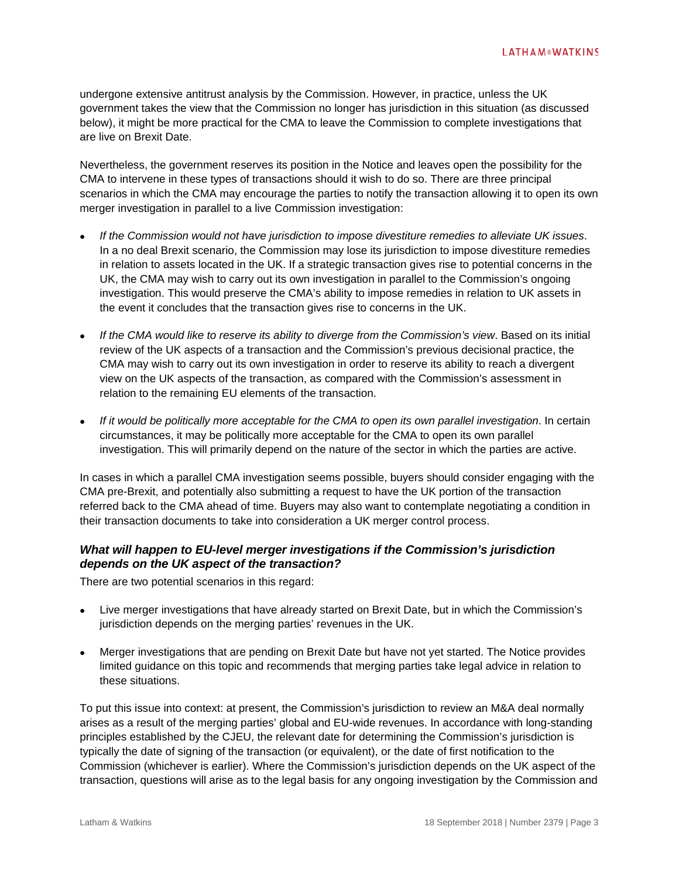undergone extensive antitrust analysis by the Commission. However, in practice, unless the UK government takes the view that the Commission no longer has jurisdiction in this situation (as discussed below), it might be more practical for the CMA to leave the Commission to complete investigations that are live on Brexit Date.

Nevertheless, the government reserves its position in the Notice and leaves open the possibility for the CMA to intervene in these types of transactions should it wish to do so. There are three principal scenarios in which the CMA may encourage the parties to notify the transaction allowing it to open its own merger investigation in parallel to a live Commission investigation:

- *If the Commission would not have jurisdiction to impose divestiture remedies to alleviate UK issues*. In a no deal Brexit scenario, the Commission may lose its jurisdiction to impose divestiture remedies in relation to assets located in the UK. If a strategic transaction gives rise to potential concerns in the UK, the CMA may wish to carry out its own investigation in parallel to the Commission's ongoing investigation. This would preserve the CMA's ability to impose remedies in relation to UK assets in the event it concludes that the transaction gives rise to concerns in the UK.
- *If the CMA would like to reserve its ability to diverge from the Commission's view*. Based on its initial review of the UK aspects of a transaction and the Commission's previous decisional practice, the CMA may wish to carry out its own investigation in order to reserve its ability to reach a divergent view on the UK aspects of the transaction, as compared with the Commission's assessment in relation to the remaining EU elements of the transaction.
- *If it would be politically more acceptable for the CMA to open its own parallel investigation*. In certain circumstances, it may be politically more acceptable for the CMA to open its own parallel investigation. This will primarily depend on the nature of the sector in which the parties are active.

In cases in which a parallel CMA investigation seems possible, buyers should consider engaging with the CMA pre-Brexit, and potentially also submitting a request to have the UK portion of the transaction referred back to the CMA ahead of time. Buyers may also want to contemplate negotiating a condition in their transaction documents to take into consideration a UK merger control process.

### *What will happen to EU-level merger investigations if the Commission's jurisdiction depends on the UK aspect of the transaction?*

There are two potential scenarios in this regard:

- Live merger investigations that have already started on Brexit Date, but in which the Commission's jurisdiction depends on the merging parties' revenues in the UK.
- Merger investigations that are pending on Brexit Date but have not yet started. The Notice provides limited guidance on this topic and recommends that merging parties take legal advice in relation to these situations.

To put this issue into context: at present, the Commission's jurisdiction to review an M&A deal normally arises as a result of the merging parties' global and EU-wide revenues. In accordance with long-standing principles established by the CJEU, the relevant date for determining the Commission's jurisdiction is typically the date of signing of the transaction (or equivalent), or the date of first notification to the Commission (whichever is earlier). Where the Commission's jurisdiction depends on the UK aspect of the transaction, questions will arise as to the legal basis for any ongoing investigation by the Commission and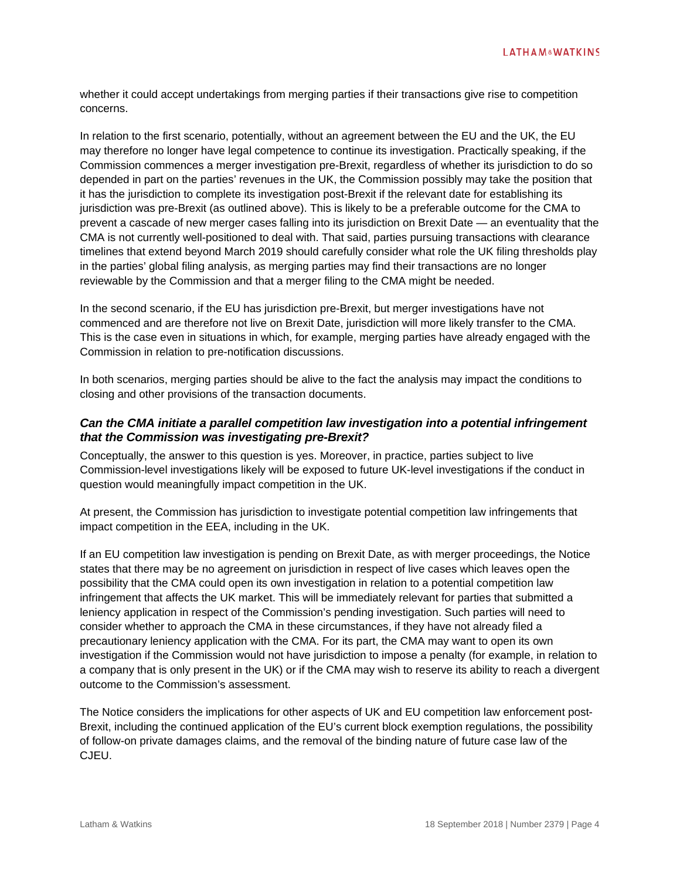whether it could accept undertakings from merging parties if their transactions give rise to competition concerns.

In relation to the first scenario, potentially, without an agreement between the EU and the UK, the EU may therefore no longer have legal competence to continue its investigation. Practically speaking, if the Commission commences a merger investigation pre-Brexit, regardless of whether its jurisdiction to do so depended in part on the parties' revenues in the UK, the Commission possibly may take the position that it has the jurisdiction to complete its investigation post-Brexit if the relevant date for establishing its jurisdiction was pre-Brexit (as outlined above). This is likely to be a preferable outcome for the CMA to prevent a cascade of new merger cases falling into its jurisdiction on Brexit Date — an eventuality that the CMA is not currently well-positioned to deal with. That said, parties pursuing transactions with clearance timelines that extend beyond March 2019 should carefully consider what role the UK filing thresholds play in the parties' global filing analysis, as merging parties may find their transactions are no longer reviewable by the Commission and that a merger filing to the CMA might be needed.

In the second scenario, if the EU has jurisdiction pre-Brexit, but merger investigations have not commenced and are therefore not live on Brexit Date, jurisdiction will more likely transfer to the CMA. This is the case even in situations in which, for example, merging parties have already engaged with the Commission in relation to pre-notification discussions.

In both scenarios, merging parties should be alive to the fact the analysis may impact the conditions to closing and other provisions of the transaction documents.

### *Can the CMA initiate a parallel competition law investigation into a potential infringement that the Commission was investigating pre-Brexit?*

Conceptually, the answer to this question is yes. Moreover, in practice, parties subject to live Commission-level investigations likely will be exposed to future UK-level investigations if the conduct in question would meaningfully impact competition in the UK.

At present, the Commission has jurisdiction to investigate potential competition law infringements that impact competition in the EEA, including in the UK.

If an EU competition law investigation is pending on Brexit Date, as with merger proceedings, the Notice states that there may be no agreement on jurisdiction in respect of live cases which leaves open the possibility that the CMA could open its own investigation in relation to a potential competition law infringement that affects the UK market. This will be immediately relevant for parties that submitted a leniency application in respect of the Commission's pending investigation. Such parties will need to consider whether to approach the CMA in these circumstances, if they have not already filed a precautionary leniency application with the CMA. For its part, the CMA may want to open its own investigation if the Commission would not have jurisdiction to impose a penalty (for example, in relation to a company that is only present in the UK) or if the CMA may wish to reserve its ability to reach a divergent outcome to the Commission's assessment.

The Notice considers the implications for other aspects of UK and EU competition law enforcement post-Brexit, including the continued application of the EU's current block exemption regulations, the possibility of follow-on private damages claims, and the removal of the binding nature of future case law of the CJEU.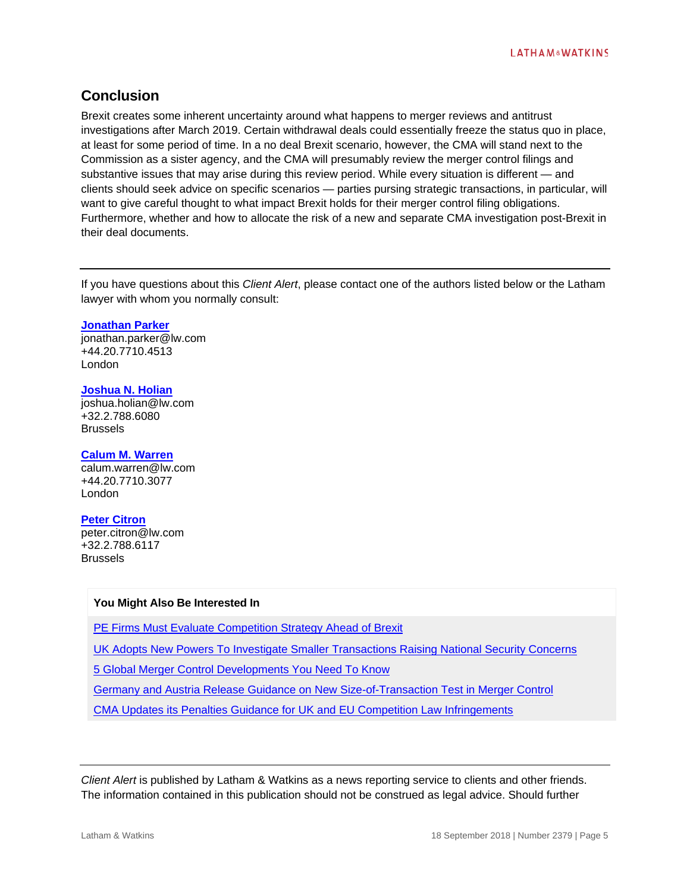## Conclusion

Brexit creates some inherent uncertainty around what happens to merger reviews and antitrust investigations after March 2019. Certain withdrawal deals could essentially freeze the status quo in place, at least for some period of time. In a no deal Brexit scenario, however, the CMA will stand next to the Commission as a sister agency, and the CMA will presumably review the merger control filings and substantive issues that may arise during this review period. While every situation is different — and clients should seek advice on specific scenarios — parties pursing strategic transactions, in particular, will want to give careful thought to what impact Brexit holds for their merger control filing obligations. Furthermore, whether and how to allocate the risk of a new and separate CMA investigation post-Brexit in their deal documents.

---

If you have questions about this *Client Alert*, please contact one of the authors listed below or the Latham lawyer with whom you normally consult:

**Jonathan Parker**
jonathan.parker@lw.com
+44.20.7710.4513
London

**Joshua N. Holian**
joshua.holian@lw.com
+32.2.788.6080
Brussels

**Calum M. Warren**
calum.warren@lw.com
+44.20.7710.3077
London

**Peter Citron**
peter.citron@lw.com
+32.2.788.6117
Brussels

**You Might Also Be Interested In**

PE Firms Must Evaluate Competition Strategy Ahead of Brexit

UK Adopts New Powers To Investigate Smaller Transactions Raising National Security Concerns

5 Global Merger Control Developments You Need To Know

Germany and Austria Release Guidance on New Size-of-Transaction Test in Merger Control

CMA Updates its Penalties Guidance for UK and EU Competition Law Infringements

---

*Client Alert* is published by Latham & Watkins as a news reporting service to clients and other friends. The information contained in this publication should not be construed as legal advice. Should further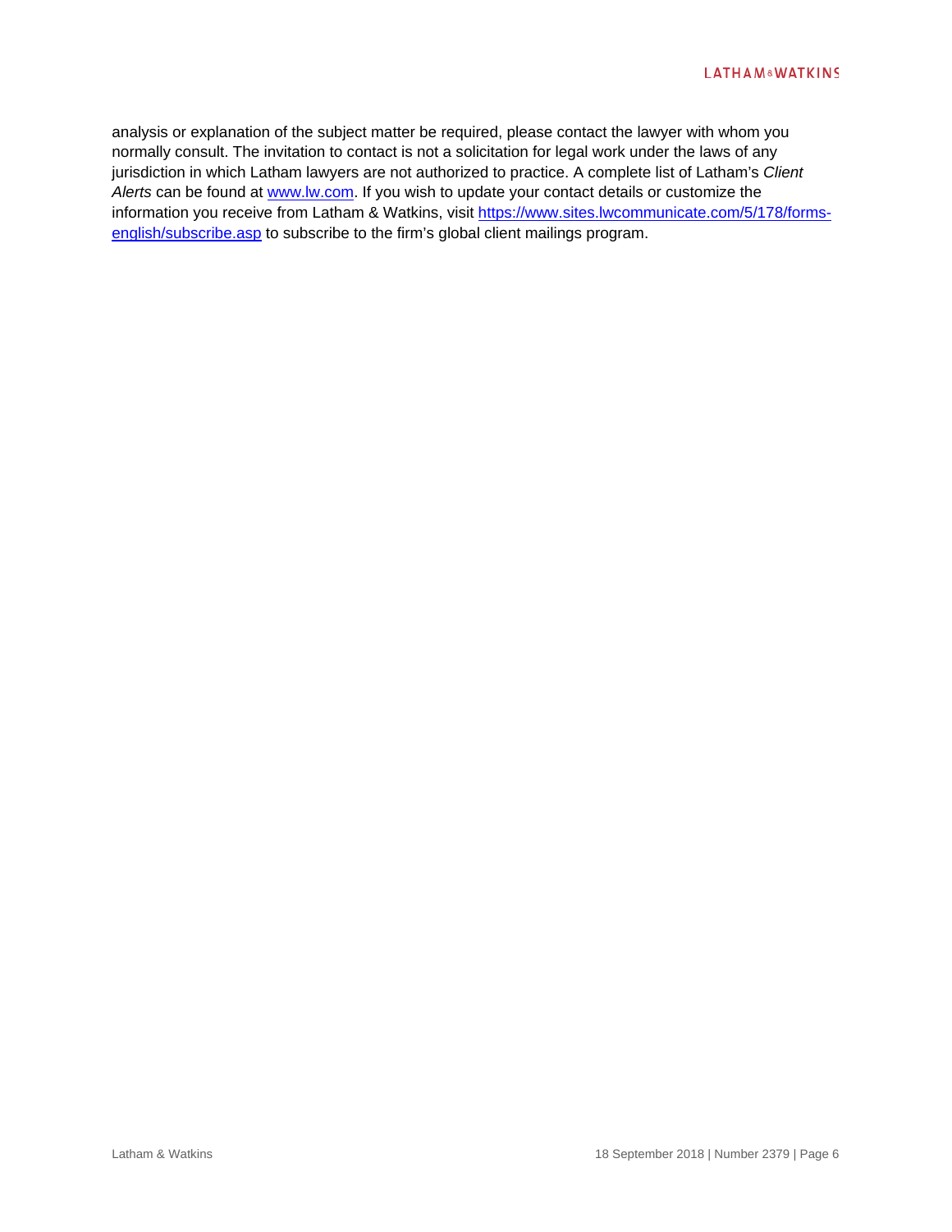analysis or explanation of the subject matter be required, please contact the lawyer with whom you normally consult. The invitation to contact is not a solicitation for legal work under the laws of any jurisdiction in which Latham lawyers are not authorized to practice. A complete list of Latham's *Client Alerts* can be found at [www.lw.com](http://www.lw.com). If you wish to update your contact details or customize the information you receive from Latham & Watkins, visit [https://www.sites.lwcommunicate.com/5/178/forms-english/subscribe.asp](https://www.sites.lwcommunicate.com/5/178/forms-english/subscribe.asp) to subscribe to the firm's global client mailings program.